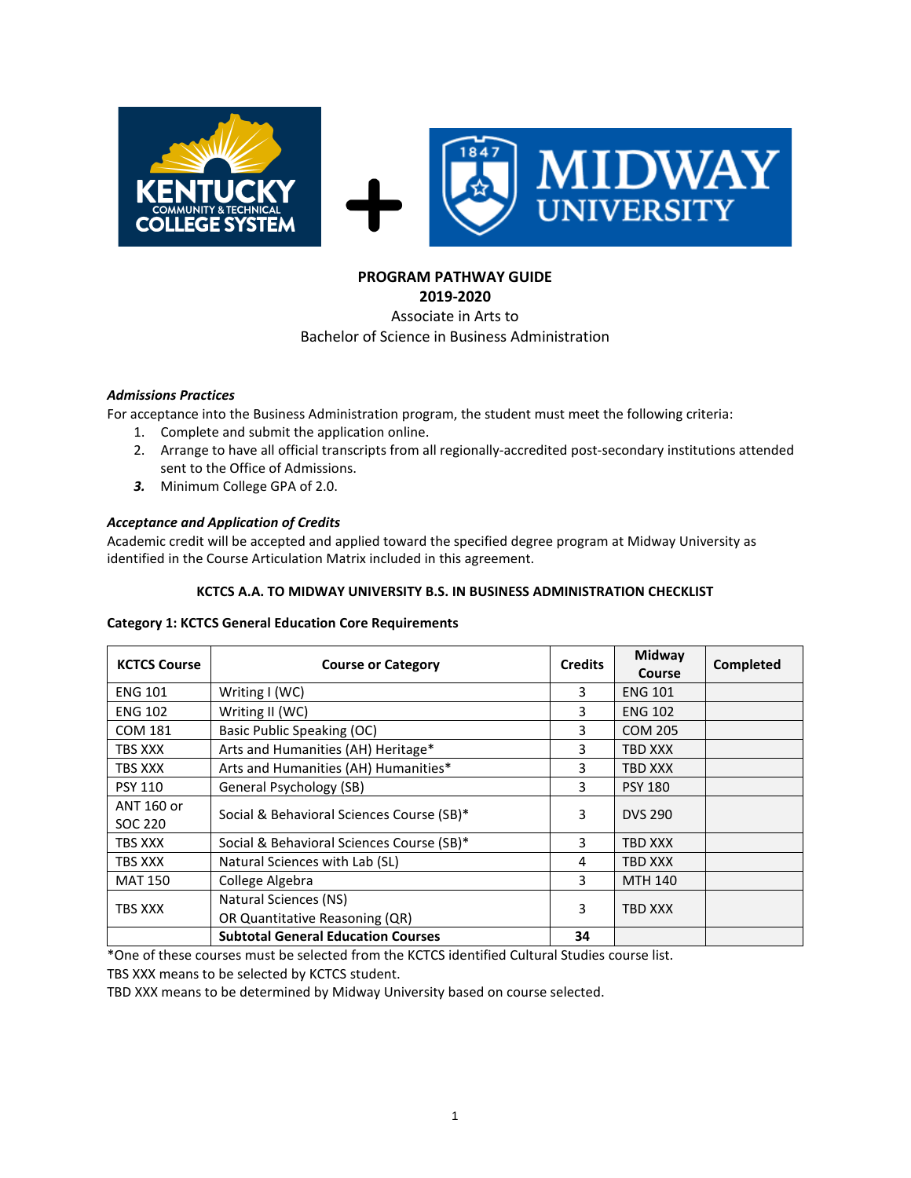**PROGRAM PATHWAY GUIDE**
**2019-2020**
Associate in Arts to
Bachelor of Science in Business Administration

***Admissions Practices***

For acceptance into the Business Administration program, the student must meet the following criteria:

1. Complete and submit the application online.
2. Arrange to have all official transcripts from all regionally-accredited post-secondary institutions attended sent to the Office of Admissions.
3. Minimum College GPA of 2.0.

***Acceptance and Application of Credits***

Academic credit will be accepted and applied toward the specified degree program at Midway University as identified in the Course Articulation Matrix included in this agreement.

**KCTCS A.A. TO MIDWAY UNIVERSITY B.S. IN BUSINESS ADMINISTRATION CHECKLIST**

**Category 1: KCTCS General Education Core Requirements**

| KCTCS Course | Course or Category | Credits | Midway Course | Completed |
|---|---|---|---|---|
| ENG 101 | Writing I (WC) | 3 | ENG 101 | |
| ENG 102 | Writing II (WC) | 3 | ENG 102 | |
| COM 181 | Basic Public Speaking (OC) | 3 | COM 205 | |
| TBS XXX | Arts and Humanities (AH) Heritage* | 3 | TBD XXX | |
| TBS XXX | Arts and Humanities (AH) Humanities* | 3 | TBD XXX | |
| PSY 110 | General Psychology (SB) | 3 | PSY 180 | |
| ANT 160 or SOC 220 | Social & Behavioral Sciences Course (SB)* | 3 | DVS 290 | |
| TBS XXX | Social & Behavioral Sciences Course (SB)* | 3 | TBD XXX | |
| TBS XXX | Natural Sciences with Lab (SL) | 4 | TBD XXX | |
| MAT 150 | College Algebra | 3 | MTH 140 | |
| TBS XXX | Natural Sciences (NS) OR Quantitative Reasoning (QR) | 3 | TBD XXX | |
| | **Subtotal General Education Courses** | **34** | | |

*One of these courses must be selected from the KCTCS identified Cultural Studies course list.

TBS XXX means to be selected by KCTCS student.

TBD XXX means to be determined by Midway University based on course selected.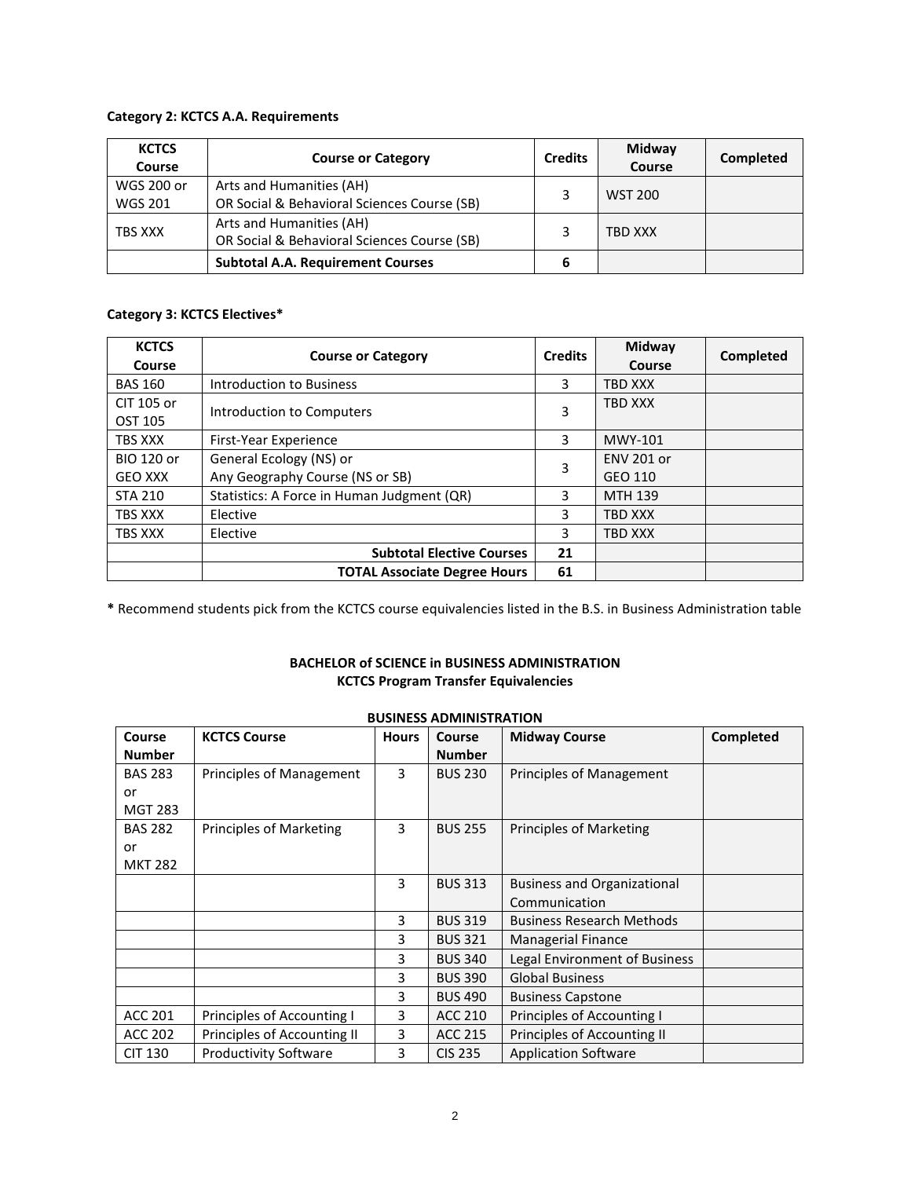**Category 2: KCTCS A.A. Requirements**

| KCTCS Course | Course or Category | Credits | Midway Course | Completed |
|---|---|---|---|---|
| WGS 200 or WGS 201 | Arts and Humanities (AH) OR Social & Behavioral Sciences Course (SB) | 3 | WST 200 | |
| TBS XXX | Arts and Humanities (AH) OR Social & Behavioral Sciences Course (SB) | 3 | TBD XXX | |
| | **Subtotal A.A. Requirement Courses** | **6** | | |

**Category 3: KCTCS Electives***

| KCTCS Course | Course or Category | Credits | Midway Course | Completed |
|---|---|---|---|---|
| BAS 160 | Introduction to Business | 3 | TBD XXX | |
| CIT 105 or OST 105 | Introduction to Computers | 3 | TBD XXX | |
| TBS XXX | First-Year Experience | 3 | MWY-101 | |
| BIO 120 or GEO XXX | General Ecology (NS) or Any Geography Course (NS or SB) | 3 | ENV 201 or GEO 110 | |
| STA 210 | Statistics: A Force in Human Judgment (QR) | 3 | MTH 139 | |
| TBS XXX | Elective | 3 | TBD XXX | |
| TBS XXX | Elective | 3 | TBD XXX | |
| | **Subtotal Elective Courses** | **21** | | |
| | **TOTAL Associate Degree Hours** | **61** | | |

**\*** Recommend students pick from the KCTCS course equivalencies listed in the B.S. in Business Administration table

**BACHELOR of SCIENCE in BUSINESS ADMINISTRATION**
**KCTCS Program Transfer Equivalencies**

**BUSINESS ADMINISTRATION**

| Course Number | KCTCS Course | Hours | Course Number | Midway Course | Completed |
|---|---|---|---|---|---|
| BAS 283 or MGT 283 | Principles of Management | 3 | BUS 230 | Principles of Management | |
| BAS 282 or MKT 282 | Principles of Marketing | 3 | BUS 255 | Principles of Marketing | |
| | | 3 | BUS 313 | Business and Organizational Communication | |
| | | 3 | BUS 319 | Business Research Methods | |
| | | 3 | BUS 321 | Managerial Finance | |
| | | 3 | BUS 340 | Legal Environment of Business | |
| | | 3 | BUS 390 | Global Business | |
| | | 3 | BUS 490 | Business Capstone | |
| ACC 201 | Principles of Accounting I | 3 | ACC 210 | Principles of Accounting I | |
| ACC 202 | Principles of Accounting II | 3 | ACC 215 | Principles of Accounting II | |
| CIT 130 | Productivity Software | 3 | CIS 235 | Application Software | |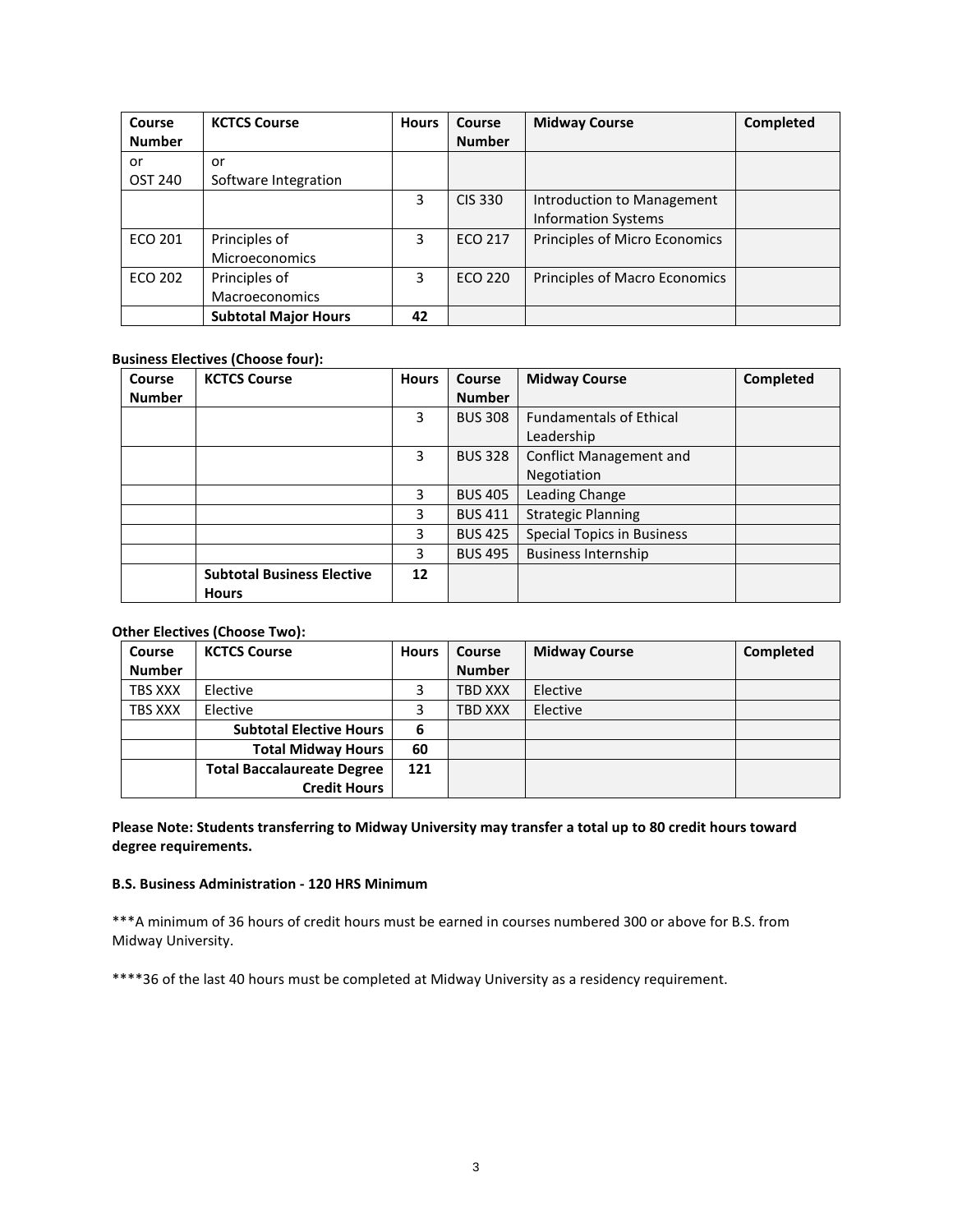| Course Number | KCTCS Course | Hours | Course Number | Midway Course | Completed |
|---|---|---|---|---|---|
| or OST 240 | or Software Integration | | | | |
| | | 3 | CIS 330 | Introduction to Management Information Systems | |
| ECO 201 | Principles of Microeconomics | 3 | ECO 217 | Principles of Micro Economics | |
| ECO 202 | Principles of Macroeconomics | 3 | ECO 220 | Principles of Macro Economics | |
| | **Subtotal Major Hours** | **42** | | | |

**Business Electives (Choose four):**

| Course Number | KCTCS Course | Hours | Course Number | Midway Course | Completed |
|---|---|---|---|---|---|
| | | 3 | BUS 308 | Fundamentals of Ethical Leadership | |
| | | 3 | BUS 328 | Conflict Management and Negotiation | |
| | | 3 | BUS 405 | Leading Change | |
| | | 3 | BUS 411 | Strategic Planning | |
| | | 3 | BUS 425 | Special Topics in Business | |
| | | 3 | BUS 495 | Business Internship | |
| | **Subtotal Business Elective Hours** | **12** | | | |

**Other Electives (Choose Two):**

| Course Number | KCTCS Course | Hours | Course Number | Midway Course | Completed |
|---|---|---|---|---|---|
| TBS XXX | Elective | 3 | TBD XXX | Elective | |
| TBS XXX | Elective | 3 | TBD XXX | Elective | |
| | **Subtotal Elective Hours** | **6** | | | |
| | **Total Midway Hours** | **60** | | | |
| | **Total Baccalaureate Degree Credit Hours** | **121** | | | |

**Please Note: Students transferring to Midway University may transfer a total up to 80 credit hours toward degree requirements.**

**B.S. Business Administration - 120 HRS Minimum**

***A minimum of 36 hours of credit hours must be earned in courses numbered 300 or above for B.S. from Midway University.

****36 of the last 40 hours must be completed at Midway University as a residency requirement.